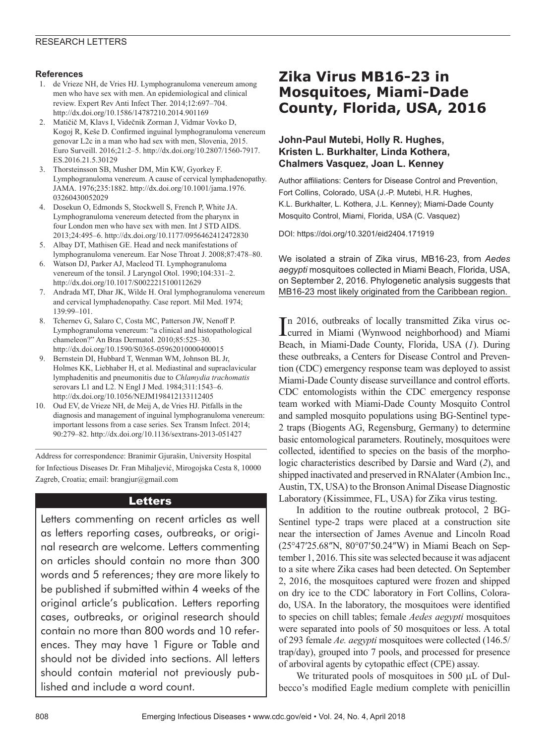## References

1. de Vrieze NH, de Vries HJ. Lymphogranuloma venereum among men who have sex with men. An epidemiological and clinical review. Expert Rev Anti Infect Ther. 2014;12:697–704. http://dx.doi.org/10.1586/14787210.2014.901169
2. Matičič M, Klavs I, Videčnik Zorman J, Vidmar Vovko D, Kogoj R, Keše D. Confirmed inguinal lymphogranuloma venereum genovar L2c in a man who had sex with men, Slovenia, 2015. Euro Surveill. 2016;21:2–5. http://dx.doi.org/10.2807/1560-7917.ES.2016.21.5.30129
3. Thorsteinsson SB, Musher DM, Min KW, Gyorkey F. Lymphogranuloma venereum. A cause of cervical lymphadenopathy. JAMA. 1976;235:1882. http://dx.doi.org/10.1001/jama.1976.03260430052029
4. Dosekun O, Edmonds S, Stockwell S, French P, White JA. Lymphogranuloma venereum detected from the pharynx in four London men who have sex with men. Int J STD AIDS. 2013;24:495–6. http://dx.doi.org/10.1177/0956462412472830
5. Albay DT, Mathisen GE. Head and neck manifestations of lymphogranuloma venereum. Ear Nose Throat J. 2008;87:478–80.
6. Watson DJ, Parker AJ, Macleod TI. Lymphogranuloma venereum of the tonsil. J Laryngol Otol. 1990;104:331–2. http://dx.doi.org/10.1017/S0022215100112629
7. Andrada MT, Dhar JK, Wilde H. Oral lymphogranuloma venereum and cervical lymphadenopathy. Case report. Mil Med. 1974; 139:99–101.
8. Tchernev G, Salaro C, Costa MC, Patterson JW, Nenoff P. Lymphogranuloma venereum: "a clinical and histopathological chameleon?" An Bras Dermatol. 2010;85:525–30. http://dx.doi.org/10.1590/S0365-05962010000400015
9. Bernstein DI, Hubbard T, Wenman WM, Johnson BL Jr, Holmes KK, Liebhaber H, et al. Mediastinal and supraclavicular lymphadenitis and pneumonitis due to *Chlamydia trachomatis* serovars L1 and L2. N Engl J Med. 1984;311:1543–6. http://dx.doi.org/10.1056/NEJM198412133112405
10. Oud EV, de Vrieze NH, de Meij A, de Vries HJ. Pitfalls in the diagnosis and management of inguinal lymphogranuloma venereum: important lessons from a case series. Sex Transm Infect. 2014; 90:279–82. http://dx.doi.org/10.1136/sextrans-2013-051427

Address for correspondence: Branimir Gjurašin, University Hospital for Infectious Diseases Dr. Fran Mihaljević, Mirogojska Cesta 8, 10000 Zagreb, Croatia; email: brangjur@gmail.com

### Letters

Letters commenting on recent articles as well as letters reporting cases, outbreaks, or original research are welcome. Letters commenting on articles should contain no more than 300 words and 5 references; they are more likely to be published if submitted within 4 weeks of the original article's publication. Letters reporting cases, outbreaks, or original research should contain no more than 800 words and 10 references. They may have 1 Figure or Table and should not be divided into sections. All letters should contain material not previously published and include a word count.

# Zika Virus MB16-23 in Mosquitoes, Miami-Dade County, Florida, USA, 2016

**John-Paul Mutebi, Holly R. Hughes, Kristen L. Burkhalter, Linda Kothera, Chalmers Vasquez, Joan L. Kenney**

Author affiliations: Centers for Disease Control and Prevention, Fort Collins, Colorado, USA (J.-P. Mutebi, H.R. Hughes, K.L. Burkhalter, L. Kothera, J.L. Kenney); Miami-Dade County Mosquito Control, Miami, Florida, USA (C. Vasquez)

DOI: https://doi.org/10.3201/eid2404.171919

We isolated a strain of Zika virus, MB16-23, from *Aedes aegypti* mosquitoes collected in Miami Beach, Florida, USA, on September 2, 2016. Phylogenetic analysis suggests that MB16-23 most likely originated from the Caribbean region.

In 2016, outbreaks of locally transmitted Zika virus occurred in Miami (Wynwood neighborhood) and Miami Beach, in Miami-Dade County, Florida, USA (*1*). During these outbreaks, a Centers for Disease Control and Prevention (CDC) emergency response team was deployed to assist Miami-Dade County disease surveillance and control efforts. CDC entomologists within the CDC emergency response team worked with Miami-Dade County Mosquito Control and sampled mosquito populations using BG-Sentinel type-2 traps (Biogents AG, Regensburg, Germany) to determine basic entomological parameters. Routinely, mosquitoes were collected, identified to species on the basis of the morphologic characteristics described by Darsie and Ward (*2*), and shipped inactivated and preserved in RNAlater (Ambion Inc., Austin, TX, USA) to the Bronson Animal Disease Diagnostic Laboratory (Kissimmee, FL, USA) for Zika virus testing.

In addition to the routine outbreak protocol, 2 BG-Sentinel type-2 traps were placed at a construction site near the intersection of James Avenue and Lincoln Road (25°47′25.68″N, 80°07′50.24″W) in Miami Beach on September 1, 2016. This site was selected because it was adjacent to a site where Zika cases had been detected. On September 2, 2016, the mosquitoes captured were frozen and shipped on dry ice to the CDC laboratory in Fort Collins, Colorado, USA. In the laboratory, the mosquitoes were identified to species on chill tables; female *Aedes aegypti* mosquitoes were separated into pools of 50 mosquitoes or less. A total of 293 female *Ae. aegypti* mosquitoes were collected (146.5/trap/day), grouped into 7 pools, and processed for presence of arboviral agents by cytopathic effect (CPE) assay.

We triturated pools of mosquitoes in 500 μL of Dulbecco's modified Eagle medium complete with penicillin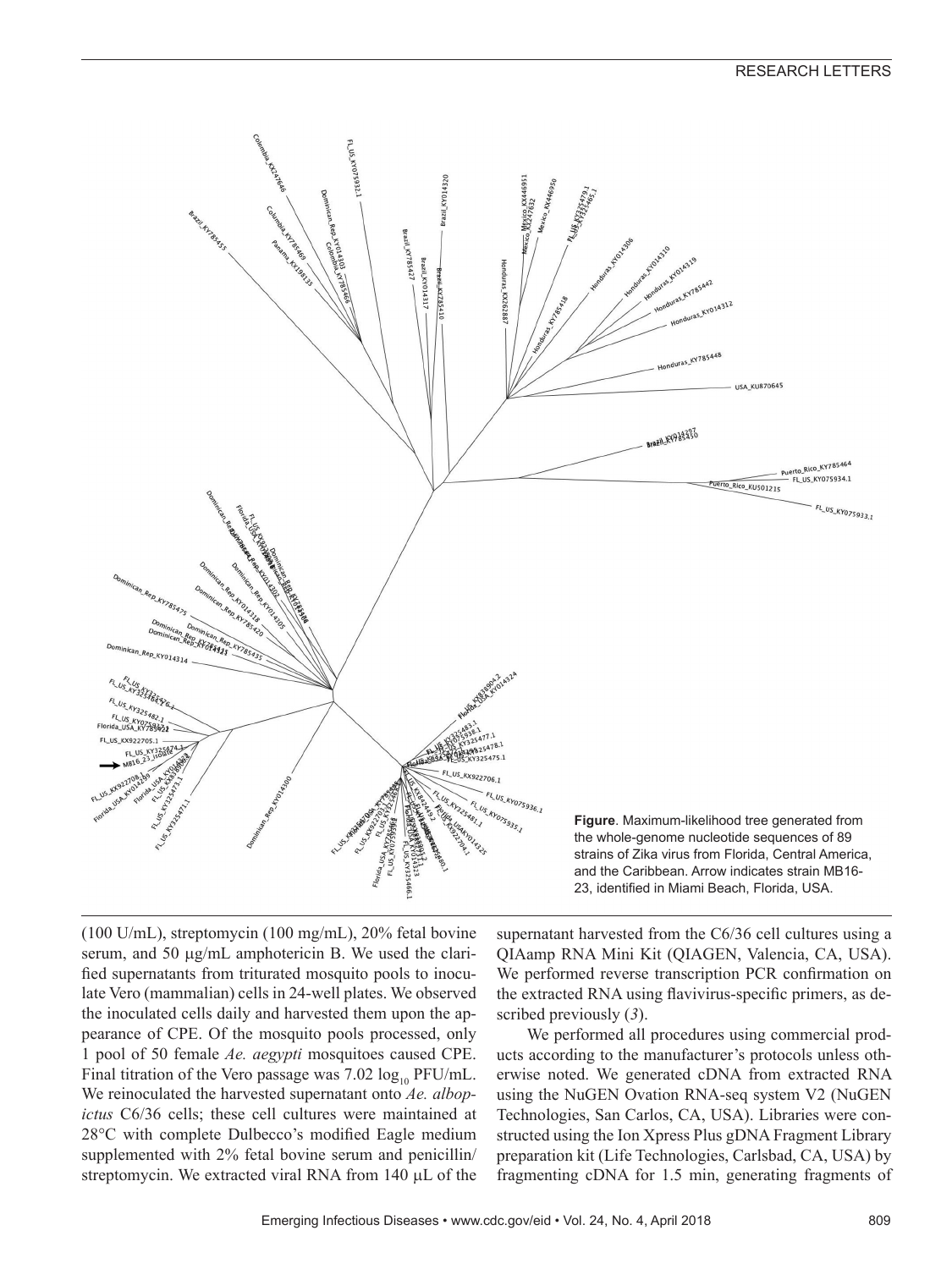**Figure**. Maximum-likelihood tree generated from the whole-genome nucleotide sequences of 89 strains of Zika virus from Florida, Central America, and the Caribbean. Arrow indicates strain MB16-23, identified in Miami Beach, Florida, USA.

(100 U/mL), streptomycin (100 mg/mL), 20% fetal bovine serum, and 50 μg/mL amphotericin B. We used the clarified supernatants from triturated mosquito pools to inoculate Vero (mammalian) cells in 24-well plates. We observed the inoculated cells daily and harvested them upon the appearance of CPE. Of the mosquito pools processed, only 1 pool of 50 female *Ae. aegypti* mosquitoes caused CPE. Final titration of the Vero passage was 7.02 $\log_{10}$ PFU/mL. We reinoculated the harvested supernatant onto *Ae. albopictus* C6/36 cells; these cell cultures were maintained at 28°C with complete Dulbecco's modified Eagle medium supplemented with 2% fetal bovine serum and penicillin/streptomycin. We extracted viral RNA from 140 μL of the supernatant harvested from the C6/36 cell cultures using a QIAamp RNA Mini Kit (QIAGEN, Valencia, CA, USA). We performed reverse transcription PCR confirmation on the extracted RNA using flavivirus-specific primers, as described previously (*3*).

We performed all procedures using commercial products according to the manufacturer's protocols unless otherwise noted. We generated cDNA from extracted RNA using the NuGEN Ovation RNA-seq system V2 (NuGEN Technologies, San Carlos, CA, USA). Libraries were constructed using the Ion Xpress Plus gDNA Fragment Library preparation kit (Life Technologies, Carlsbad, CA, USA) by fragmenting cDNA for 1.5 min, generating fragments of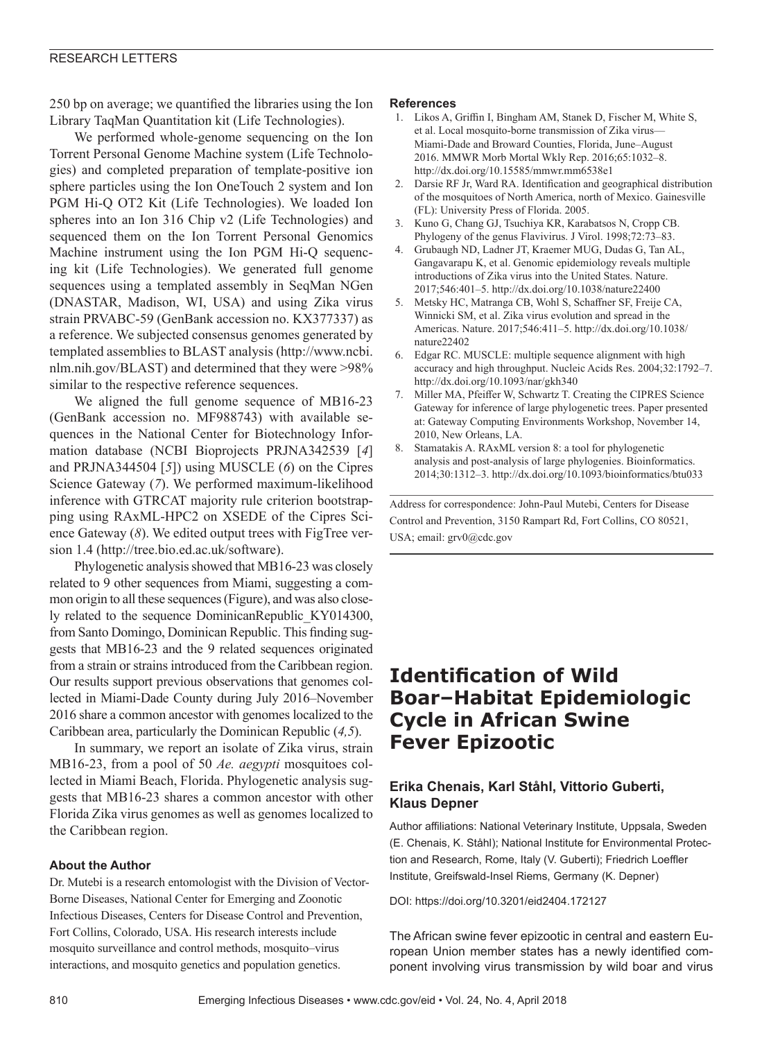250 bp on average; we quantified the libraries using the Ion Library TaqMan Quantitation kit (Life Technologies).

We performed whole-genome sequencing on the Ion Torrent Personal Genome Machine system (Life Technologies) and completed preparation of template-positive ion sphere particles using the Ion OneTouch 2 system and Ion PGM Hi-Q OT2 Kit (Life Technologies). We loaded Ion spheres into an Ion 316 Chip v2 (Life Technologies) and sequenced them on the Ion Torrent Personal Genomics Machine instrument using the Ion PGM Hi-Q sequencing kit (Life Technologies). We generated full genome sequences using a templated assembly in SeqMan NGen (DNASTAR, Madison, WI, USA) and using Zika virus strain PRVABC-59 (GenBank accession no. KX377337) as a reference. We subjected consensus genomes generated by templated assemblies to BLAST analysis (http://www.ncbi.nlm.nih.gov/BLAST) and determined that they were >98% similar to the respective reference sequences.

We aligned the full genome sequence of MB16-23 (GenBank accession no. MF988743) with available sequences in the National Center for Biotechnology Information database (NCBI Bioprojects PRJNA342539 [*4*] and PRJNA344504 [*5*]) using MUSCLE (*6*) on the Cipres Science Gateway (*7*). We performed maximum-likelihood inference with GTRCAT majority rule criterion bootstrapping using RAxML-HPC2 on XSEDE of the Cipres Science Gateway (*8*). We edited output trees with FigTree version 1.4 (http://tree.bio.ed.ac.uk/software).

Phylogenetic analysis showed that MB16-23 was closely related to 9 other sequences from Miami, suggesting a common origin to all these sequences (Figure), and was also closely related to the sequence DominicanRepublic_KY014300, from Santo Domingo, Dominican Republic. This finding suggests that MB16-23 and the 9 related sequences originated from a strain or strains introduced from the Caribbean region. Our results support previous observations that genomes collected in Miami-Dade County during July 2016–November 2016 share a common ancestor with genomes localized to the Caribbean area, particularly the Dominican Republic (*4,5*).

In summary, we report an isolate of Zika virus, strain MB16-23, from a pool of 50 *Ae. aegypti* mosquitoes collected in Miami Beach, Florida. Phylogenetic analysis suggests that MB16-23 shares a common ancestor with other Florida Zika virus genomes as well as genomes localized to the Caribbean region.

#### About the Author

Dr. Mutebi is a research entomologist with the Division of Vector-Borne Diseases, National Center for Emerging and Zoonotic Infectious Diseases, Centers for Disease Control and Prevention, Fort Collins, Colorado, USA. His research interests include mosquito surveillance and control methods, mosquito–virus interactions, and mosquito genetics and population genetics.

#### References

1. Likos A, Griffin I, Bingham AM, Stanek D, Fischer M, White S, et al. Local mosquito-borne transmission of Zika virus—Miami-Dade and Broward Counties, Florida, June–August 2016. MMWR Morb Mortal Wkly Rep. 2016;65:1032–8. http://dx.doi.org/10.15585/mmwr.mm6538e1
2. Darsie RF Jr, Ward RA. Identification and geographical distribution of the mosquitoes of North America, north of Mexico. Gainesville (FL): University Press of Florida. 2005.
3. Kuno G, Chang GJ, Tsuchiya KR, Karabatsos N, Cropp CB. Phylogeny of the genus Flavivirus. J Virol. 1998;72:73–83.
4. Grubaugh ND, Ladner JT, Kraemer MUG, Dudas G, Tan AL, Gangavarapu K, et al. Genomic epidemiology reveals multiple introductions of Zika virus into the United States. Nature. 2017;546:401–5. http://dx.doi.org/10.1038/nature22400
5. Metsky HC, Matranga CB, Wohl S, Schaffner SF, Freije CA, Winnicki SM, et al. Zika virus evolution and spread in the Americas. Nature. 2017;546:411–5. http://dx.doi.org/10.1038/nature22402
6. Edgar RC. MUSCLE: multiple sequence alignment with high accuracy and high throughput. Nucleic Acids Res. 2004;32:1792–7. http://dx.doi.org/10.1093/nar/gkh340
7. Miller MA, Pfeiffer W, Schwartz T. Creating the CIPRES Science Gateway for inference of large phylogenetic trees. Paper presented at: Gateway Computing Environments Workshop, November 14, 2010, New Orleans, LA.
8. Stamatakis A. RAxML version 8: a tool for phylogenetic analysis and post-analysis of large phylogenies. Bioinformatics. 2014;30:1312–3. http://dx.doi.org/10.1093/bioinformatics/btu033

Address for correspondence: John-Paul Mutebi, Centers for Disease Control and Prevention, 3150 Rampart Rd, Fort Collins, CO 80521, USA; email: grv0@cdc.gov

# Identification of Wild Boar–Habitat Epidemiologic Cycle in African Swine Fever Epizootic

**Erika Chenais, Karl Ståhl, Vittorio Guberti, Klaus Depner**

Author affiliations: National Veterinary Institute, Uppsala, Sweden (E. Chenais, K. Ståhl); National Institute for Environmental Protection and Research, Rome, Italy (V. Guberti); Friedrich Loeffler Institute, Greifswald-Insel Riems, Germany (K. Depner)

DOI: https://doi.org/10.3201/eid2404.172127

The African swine fever epizootic in central and eastern European Union member states has a newly identified component involving virus transmission by wild boar and virus